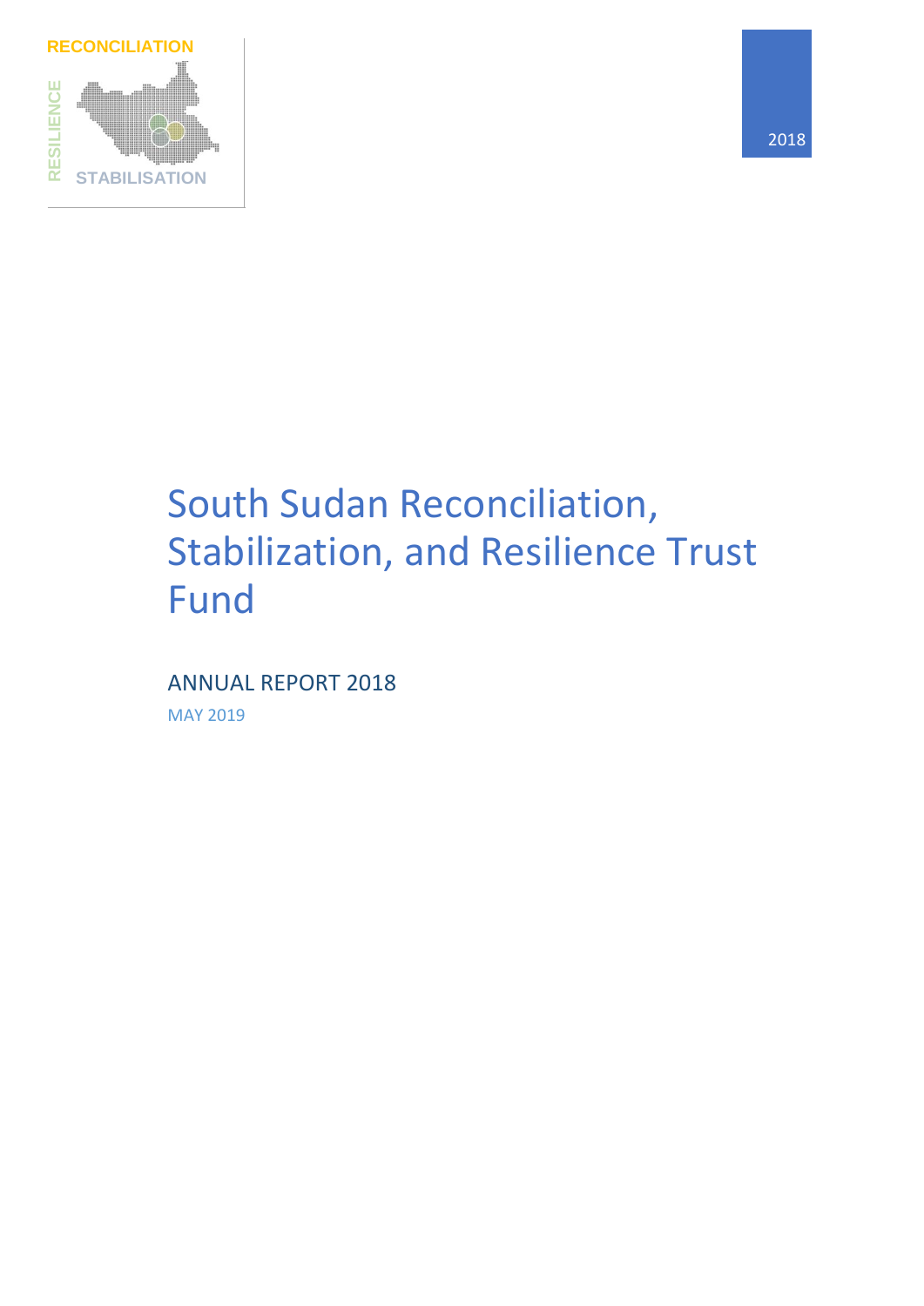RECONCILIATION

RESILIENCE

STABILISATION

2018

# South Sudan Reconciliation, Stabilization, and Resilience Trust Fund

## ANNUAL REPORT 2018

MAY 2019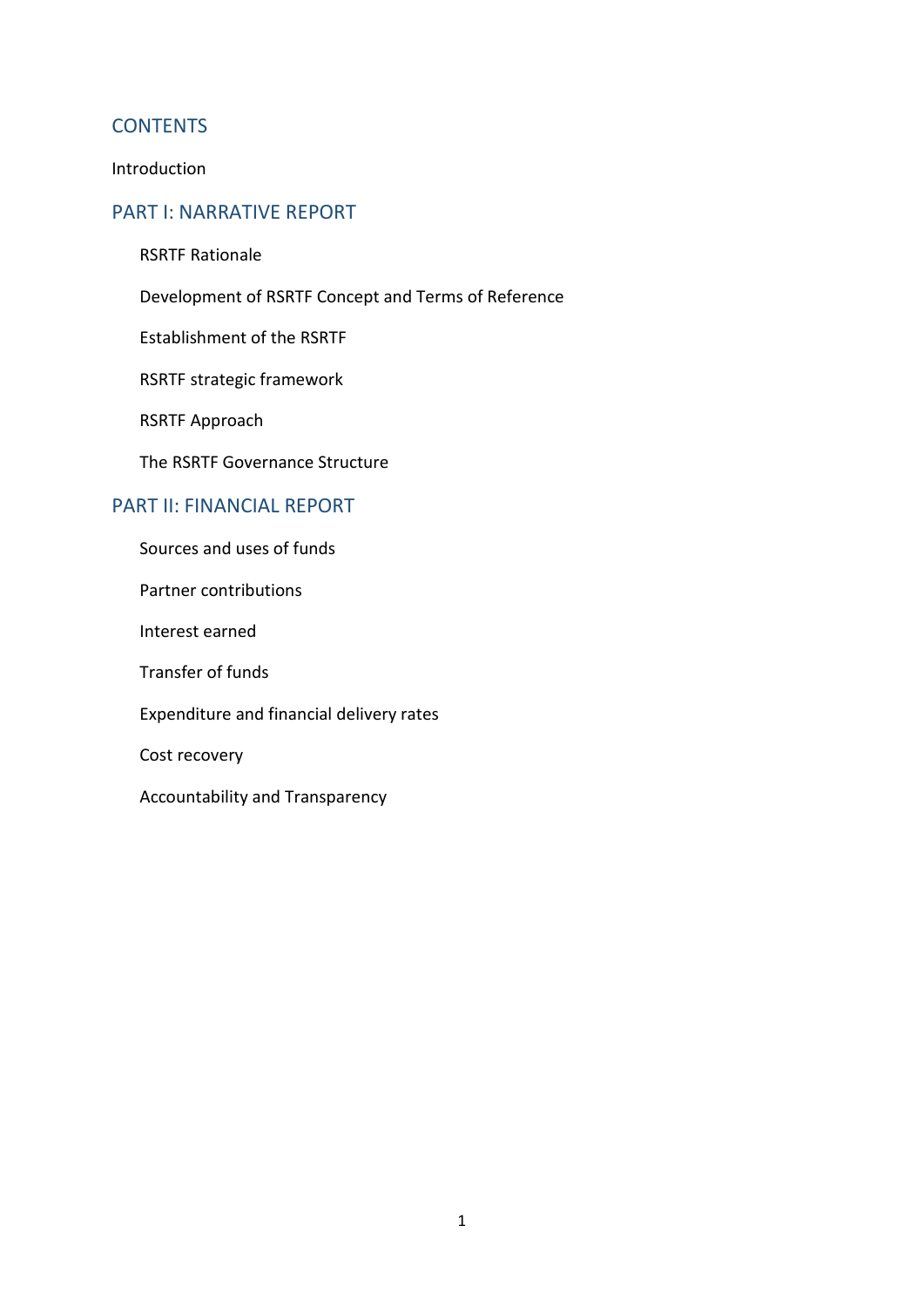## CONTENTS

Introduction

## PART I: NARRATIVE REPORT

- RSRTF Rationale
- Development of RSRTF Concept and Terms of Reference
- Establishment of the RSRTF
- RSRTF strategic framework
- RSRTF Approach
- The RSRTF Governance Structure

## PART II: FINANCIAL REPORT

- Sources and uses of funds
- Partner contributions
- Interest earned
- Transfer of funds
- Expenditure and financial delivery rates
- Cost recovery
- Accountability and Transparency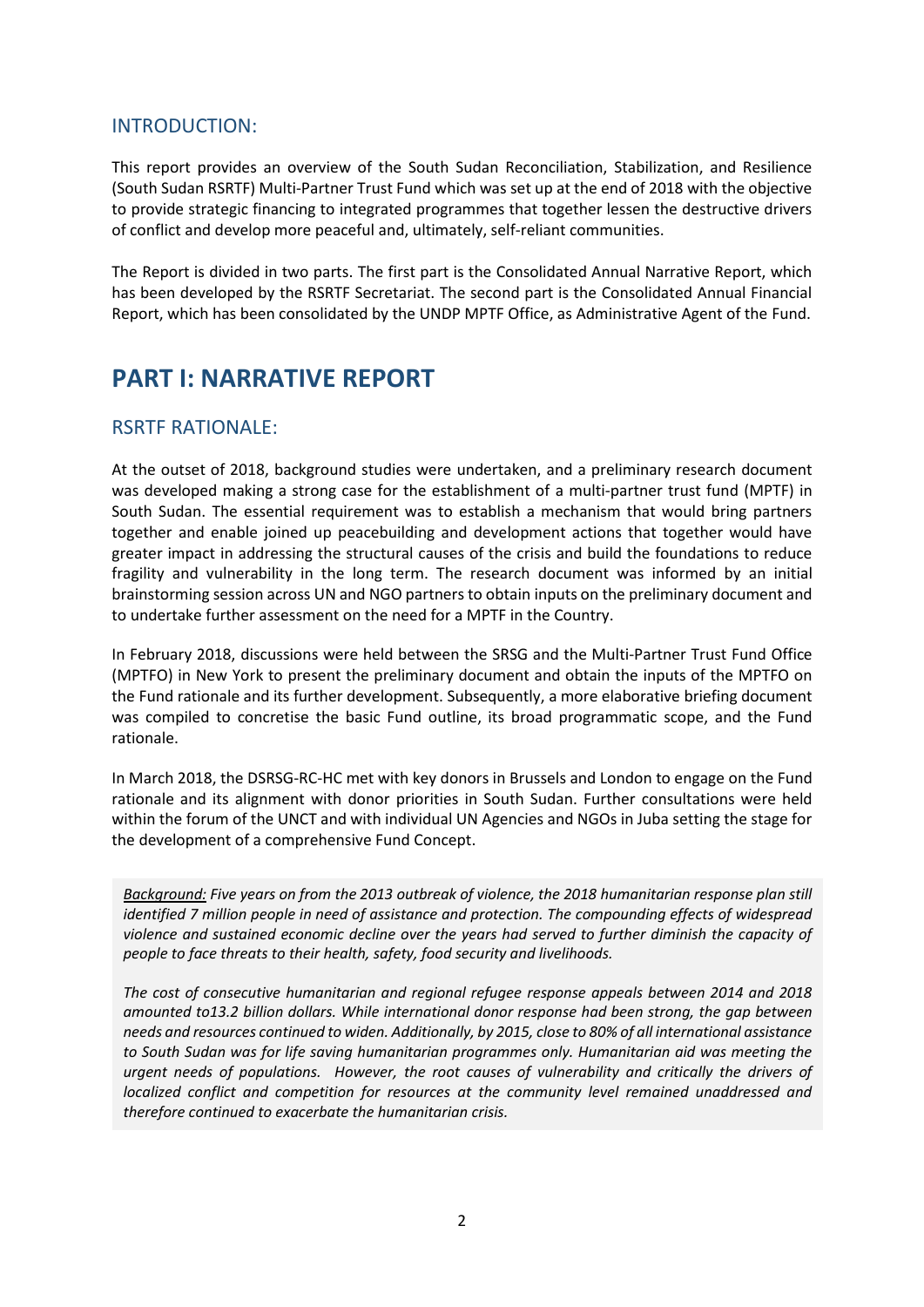## INTRODUCTION:

This report provides an overview of the South Sudan Reconciliation, Stabilization, and Resilience (South Sudan RSRTF) Multi-Partner Trust Fund which was set up at the end of 2018 with the objective to provide strategic financing to integrated programmes that together lessen the destructive drivers of conflict and develop more peaceful and, ultimately, self-reliant communities.

The Report is divided in two parts. The first part is the Consolidated Annual Narrative Report, which has been developed by the RSRTF Secretariat. The second part is the Consolidated Annual Financial Report, which has been consolidated by the UNDP MPTF Office, as Administrative Agent of the Fund.

# PART I: NARRATIVE REPORT

## RSRTF RATIONALE:

At the outset of 2018, background studies were undertaken, and a preliminary research document was developed making a strong case for the establishment of a multi-partner trust fund (MPTF) in South Sudan. The essential requirement was to establish a mechanism that would bring partners together and enable joined up peacebuilding and development actions that together would have greater impact in addressing the structural causes of the crisis and build the foundations to reduce fragility and vulnerability in the long term. The research document was informed by an initial brainstorming session across UN and NGO partners to obtain inputs on the preliminary document and to undertake further assessment on the need for a MPTF in the Country.

In February 2018, discussions were held between the SRSG and the Multi-Partner Trust Fund Office (MPTFO) in New York to present the preliminary document and obtain the inputs of the MPTFO on the Fund rationale and its further development. Subsequently, a more elaborative briefing document was compiled to concretise the basic Fund outline, its broad programmatic scope, and the Fund rationale.

In March 2018, the DSRSG-RC-HC met with key donors in Brussels and London to engage on the Fund rationale and its alignment with donor priorities in South Sudan. Further consultations were held within the forum of the UNCT and with individual UN Agencies and NGOs in Juba setting the stage for the development of a comprehensive Fund Concept.

*__Background:__ Five years on from the 2013 outbreak of violence, the 2018 humanitarian response plan still identified 7 million people in need of assistance and protection. The compounding effects of widespread violence and sustained economic decline over the years had served to further diminish the capacity of people to face threats to their health, safety, food security and livelihoods.*

*The cost of consecutive humanitarian and regional refugee response appeals between 2014 and 2018 amounted to13.2 billion dollars. While international donor response had been strong, the gap between needs and resources continued to widen. Additionally, by 2015, close to 80% of all international assistance to South Sudan was for life saving humanitarian programmes only. Humanitarian aid was meeting the urgent needs of populations. However, the root causes of vulnerability and critically the drivers of localized conflict and competition for resources at the community level remained unaddressed and therefore continued to exacerbate the humanitarian crisis.*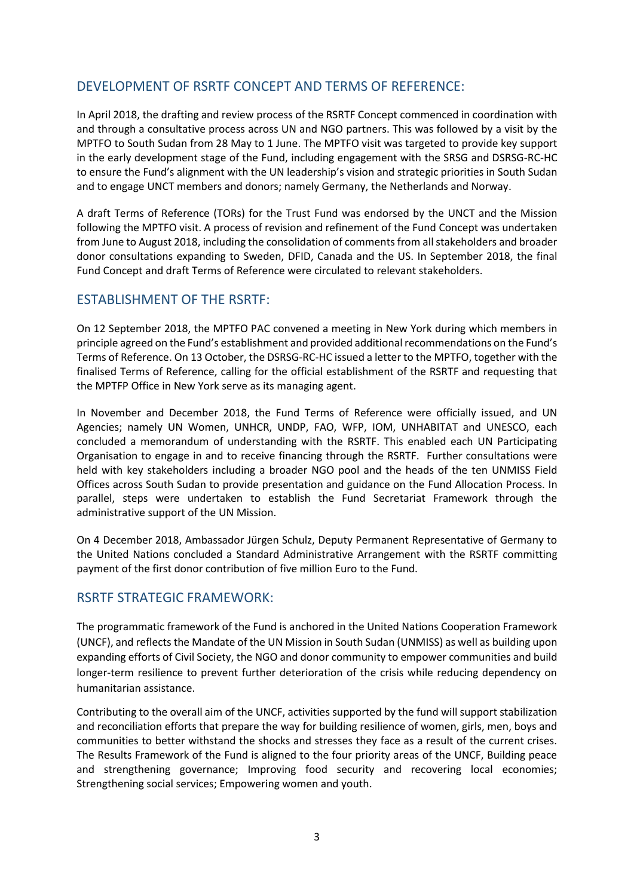## DEVELOPMENT OF RSRTF CONCEPT AND TERMS OF REFERENCE:

In April 2018, the drafting and review process of the RSRTF Concept commenced in coordination with and through a consultative process across UN and NGO partners. This was followed by a visit by the MPTFO to South Sudan from 28 May to 1 June. The MPTFO visit was targeted to provide key support in the early development stage of the Fund, including engagement with the SRSG and DSRSG-RC-HC to ensure the Fund's alignment with the UN leadership's vision and strategic priorities in South Sudan and to engage UNCT members and donors; namely Germany, the Netherlands and Norway.

A draft Terms of Reference (TORs) for the Trust Fund was endorsed by the UNCT and the Mission following the MPTFO visit. A process of revision and refinement of the Fund Concept was undertaken from June to August 2018, including the consolidation of comments from all stakeholders and broader donor consultations expanding to Sweden, DFID, Canada and the US. In September 2018, the final Fund Concept and draft Terms of Reference were circulated to relevant stakeholders.

## ESTABLISHMENT OF THE RSRTF:

On 12 September 2018, the MPTFO PAC convened a meeting in New York during which members in principle agreed on the Fund's establishment and provided additional recommendations on the Fund's Terms of Reference. On 13 October, the DSRSG-RC-HC issued a letter to the MPTFO, together with the finalised Terms of Reference, calling for the official establishment of the RSRTF and requesting that the MPTFP Office in New York serve as its managing agent.

In November and December 2018, the Fund Terms of Reference were officially issued, and UN Agencies; namely UN Women, UNHCR, UNDP, FAO, WFP, IOM, UNHABITAT and UNESCO, each concluded a memorandum of understanding with the RSRTF. This enabled each UN Participating Organisation to engage in and to receive financing through the RSRTF. Further consultations were held with key stakeholders including a broader NGO pool and the heads of the ten UNMISS Field Offices across South Sudan to provide presentation and guidance on the Fund Allocation Process. In parallel, steps were undertaken to establish the Fund Secretariat Framework through the administrative support of the UN Mission.

On 4 December 2018, Ambassador Jürgen Schulz, Deputy Permanent Representative of Germany to the United Nations concluded a Standard Administrative Arrangement with the RSRTF committing payment of the first donor contribution of five million Euro to the Fund.

## RSRTF STRATEGIC FRAMEWORK:

The programmatic framework of the Fund is anchored in the United Nations Cooperation Framework (UNCF), and reflects the Mandate of the UN Mission in South Sudan (UNMISS) as well as building upon expanding efforts of Civil Society, the NGO and donor community to empower communities and build longer-term resilience to prevent further deterioration of the crisis while reducing dependency on humanitarian assistance.

Contributing to the overall aim of the UNCF, activities supported by the fund will support stabilization and reconciliation efforts that prepare the way for building resilience of women, girls, men, boys and communities to better withstand the shocks and stresses they face as a result of the current crises. The Results Framework of the Fund is aligned to the four priority areas of the UNCF, Building peace and strengthening governance; Improving food security and recovering local economies; Strengthening social services; Empowering women and youth.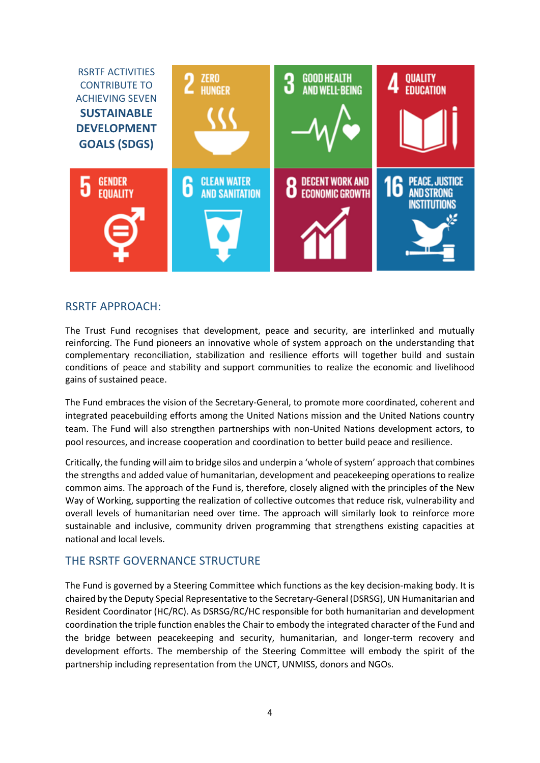RSRTF ACTIVITIES CONTRIBUTE TO ACHIEVING SEVEN **SUSTAINABLE DEVELOPMENT GOALS (SDGS)**

2 ZERO HUNGER

3 GOOD HEALTH AND WELL-BEING

4 QUALITY EDUCATION

5 GENDER EQUALITY

6 CLEAN WATER AND SANITATION

8 DECENT WORK AND ECONOMIC GROWTH

16 PEACE, JUSTICE AND STRONG INSTITUTIONS

## RSRTF APPROACH:

The Trust Fund recognises that development, peace and security, are interlinked and mutually reinforcing. The Fund pioneers an innovative whole of system approach on the understanding that complementary reconciliation, stabilization and resilience efforts will together build and sustain conditions of peace and stability and support communities to realize the economic and livelihood gains of sustained peace.

The Fund embraces the vision of the Secretary-General, to promote more coordinated, coherent and integrated peacebuilding efforts among the United Nations mission and the United Nations country team. The Fund will also strengthen partnerships with non-United Nations development actors, to pool resources, and increase cooperation and coordination to better build peace and resilience.

Critically, the funding will aim to bridge silos and underpin a 'whole of system' approach that combines the strengths and added value of humanitarian, development and peacekeeping operations to realize common aims. The approach of the Fund is, therefore, closely aligned with the principles of the New Way of Working, supporting the realization of collective outcomes that reduce risk, vulnerability and overall levels of humanitarian need over time. The approach will similarly look to reinforce more sustainable and inclusive, community driven programming that strengthens existing capacities at national and local levels.

## THE RSRTF GOVERNANCE STRUCTURE

The Fund is governed by a Steering Committee which functions as the key decision-making body. It is chaired by the Deputy Special Representative to the Secretary-General (DSRSG), UN Humanitarian and Resident Coordinator (HC/RC). As DSRSG/RC/HC responsible for both humanitarian and development coordination the triple function enables the Chair to embody the integrated character of the Fund and the bridge between peacekeeping and security, humanitarian, and longer-term recovery and development efforts. The membership of the Steering Committee will embody the spirit of the partnership including representation from the UNCT, UNMISS, donors and NGOs.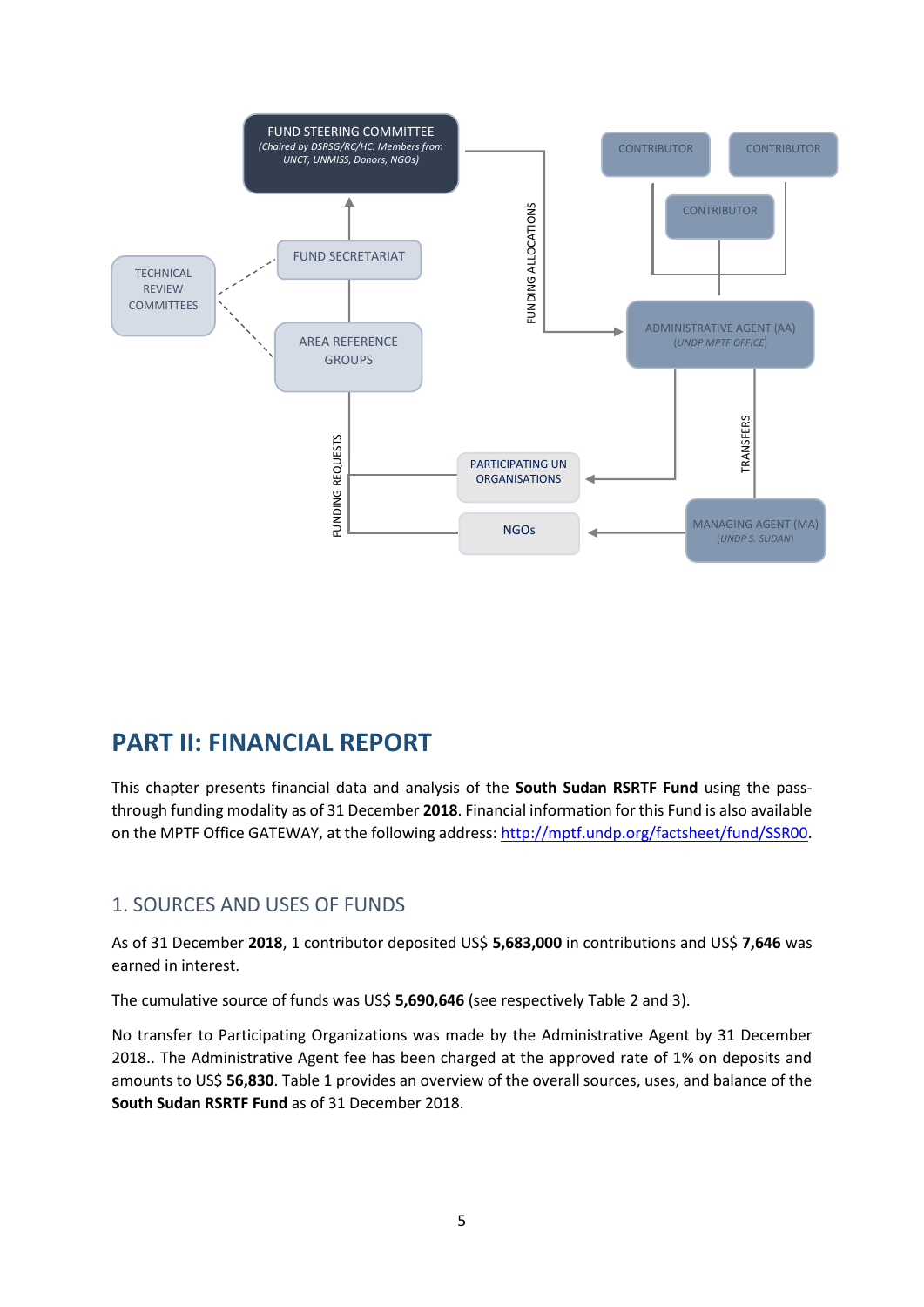FUND STEERING COMMITTEE
*(Chaired by DSRSG/RC/HC. Members from UNCT, UNMISS, Donors, NGOs)*

CONTRIBUTOR

CONTRIBUTOR

CONTRIBUTOR

TECHNICAL REVIEW COMMITTEES

FUND SECRETARIAT

AREA REFERENCE GROUPS

FUNDING ALLOCATIONS

ADMINISTRATIVE AGENT (AA)
*(UNDP MPTF OFFICE)*

FUNDING REQUESTS

PARTICIPATING UN ORGANISATIONS

TRANSFERS

NGOs

MANAGING AGENT (MA)
*(UNDP S. SUDAN)*

# PART II: FINANCIAL REPORT

This chapter presents financial data and analysis of the **South Sudan RSRTF Fund** using the pass-through funding modality as of 31 December **2018**. Financial information for this Fund is also available on the MPTF Office GATEWAY, at the following address: http://mptf.undp.org/factsheet/fund/SSR00.

## 1. SOURCES AND USES OF FUNDS

As of 31 December **2018**, 1 contributor deposited US$ **5,683,000** in contributions and US$ **7,646** was earned in interest.

The cumulative source of funds was US$ **5,690,646** (see respectively Table 2 and 3).

No transfer to Participating Organizations was made by the Administrative Agent by 31 December 2018.. The Administrative Agent fee has been charged at the approved rate of 1% on deposits and amounts to US$ **56,830**. Table 1 provides an overview of the overall sources, uses, and balance of the **South Sudan RSRTF Fund** as of 31 December 2018.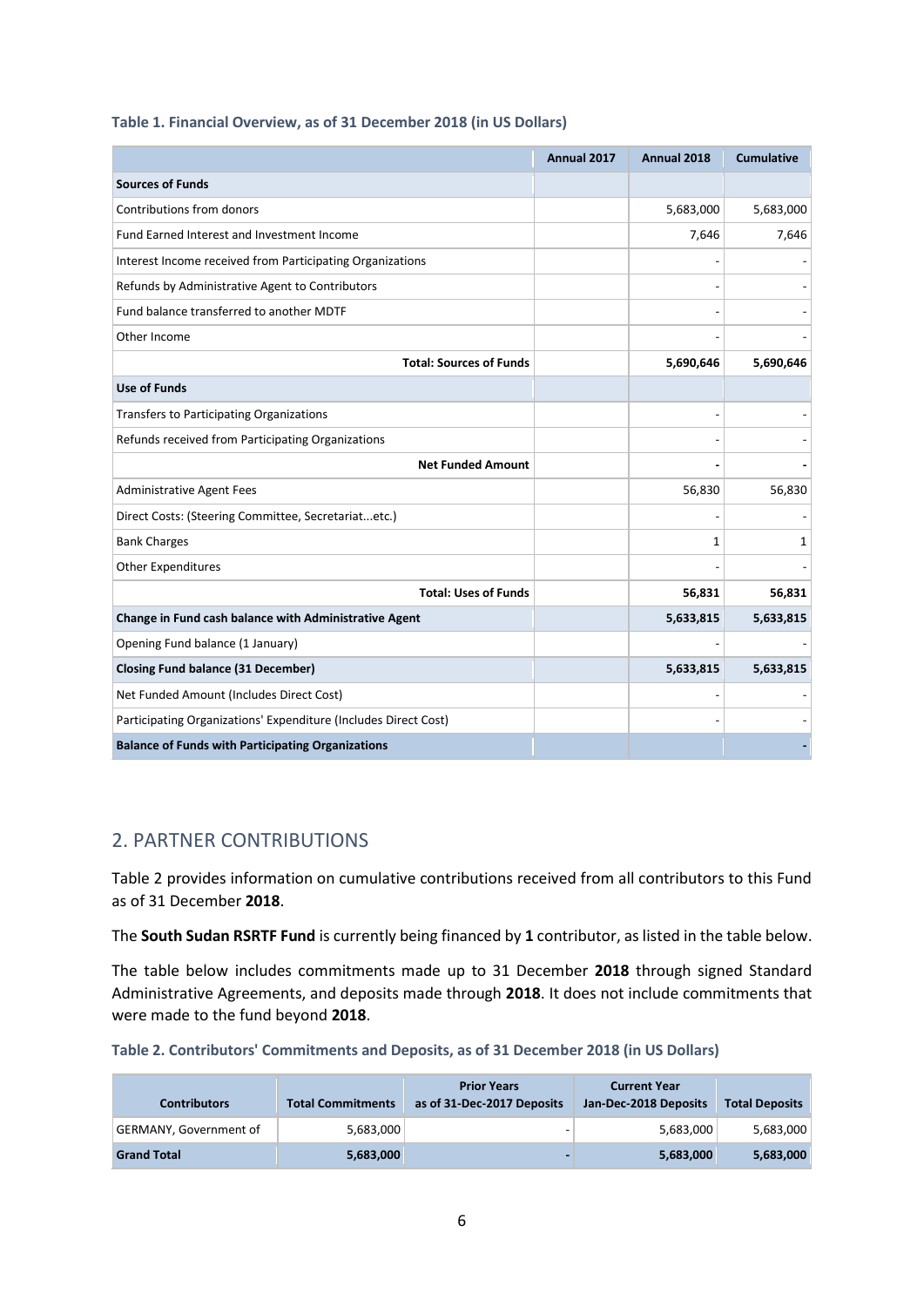**Table 1. Financial Overview, as of 31 December 2018 (in US Dollars)**

| | Annual 2017 | Annual 2018 | Cumulative |
|---|---|---|---|
| **Sources of Funds** | | | |
| Contributions from donors | | 5,683,000 | 5,683,000 |
| Fund Earned Interest and Investment Income | | 7,646 | 7,646 |
| Interest Income received from Participating Organizations | | - | - |
| Refunds by Administrative Agent to Contributors | | - | - |
| Fund balance transferred to another MDTF | | - | - |
| Other Income | | - | - |
| **Total: Sources of Funds** | | **5,690,646** | **5,690,646** |
| **Use of Funds** | | | |
| Transfers to Participating Organizations | | - | - |
| Refunds received from Participating Organizations | | - | - |
| **Net Funded Amount** | | **-** | **-** |
| Administrative Agent Fees | | 56,830 | 56,830 |
| Direct Costs: (Steering Committee, Secretariat...etc.) | | - | - |
| Bank Charges | | 1 | 1 |
| Other Expenditures | | - | - |
| **Total: Uses of Funds** | | **56,831** | **56,831** |
| **Change in Fund cash balance with Administrative Agent** | | **5,633,815** | **5,633,815** |
| Opening Fund balance (1 January) | | - | - |
| **Closing Fund balance (31 December)** | | **5,633,815** | **5,633,815** |
| Net Funded Amount (Includes Direct Cost) | | - | - |
| Participating Organizations' Expenditure (Includes Direct Cost) | | - | - |
| **Balance of Funds with Participating Organizations** | | | **-** |

## 2. PARTNER CONTRIBUTIONS

Table 2 provides information on cumulative contributions received from all contributors to this Fund as of 31 December **2018**.

The **South Sudan RSRTF Fund** is currently being financed by **1** contributor, as listed in the table below.

The table below includes commitments made up to 31 December **2018** through signed Standard Administrative Agreements, and deposits made through **2018**. It does not include commitments that were made to the fund beyond **2018**.

**Table 2. Contributors' Commitments and Deposits, as of 31 December 2018 (in US Dollars)**

| Contributors | Total Commitments | Prior Years as of 31-Dec-2017 Deposits | Current Year Jan-Dec-2018 Deposits | Total Deposits |
|---|---|---|---|---|
| GERMANY, Government of | 5,683,000 | - | 5,683,000 | 5,683,000 |
| **Grand Total** | **5,683,000** | **-** | **5,683,000** | **5,683,000** |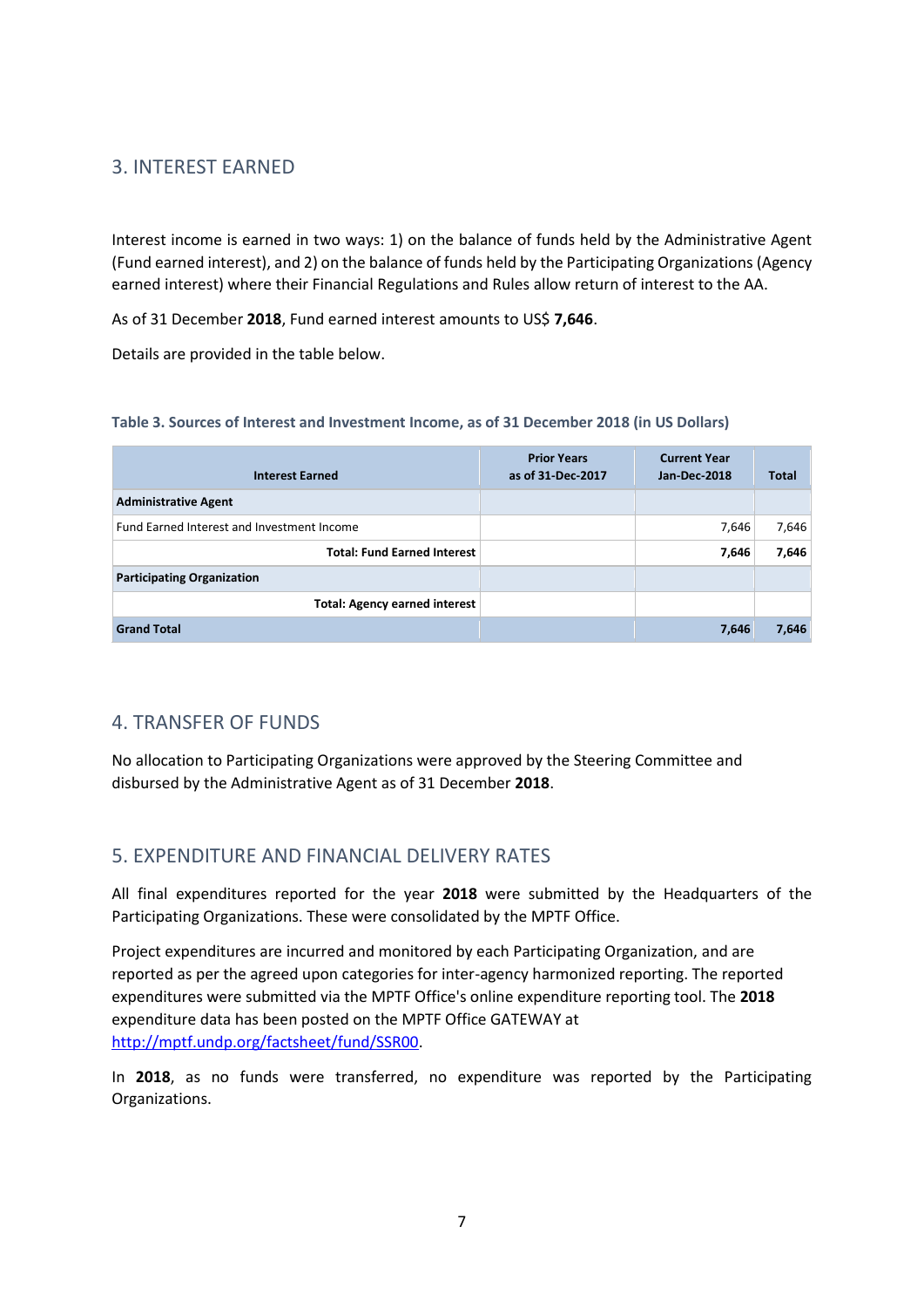## 3. INTEREST EARNED

Interest income is earned in two ways: 1) on the balance of funds held by the Administrative Agent (Fund earned interest), and 2) on the balance of funds held by the Participating Organizations (Agency earned interest) where their Financial Regulations and Rules allow return of interest to the AA.

As of 31 December **2018**, Fund earned interest amounts to US$ **7,646**.

Details are provided in the table below.

**Table 3. Sources of Interest and Investment Income, as of 31 December 2018 (in US Dollars)**

| Interest Earned | Prior Years as of 31-Dec-2017 | Current Year Jan-Dec-2018 | Total |
|---|---|---|---|
| **Administrative Agent** | | | |
| Fund Earned Interest and Investment Income | | 7,646 | 7,646 |
| **Total: Fund Earned Interest** | | **7,646** | **7,646** |
| **Participating Organization** | | | |
| **Total: Agency earned interest** | | | |
| **Grand Total** | | **7,646** | **7,646** |

## 4. TRANSFER OF FUNDS

No allocation to Participating Organizations were approved by the Steering Committee and disbursed by the Administrative Agent as of 31 December **2018**.

## 5. EXPENDITURE AND FINANCIAL DELIVERY RATES

All final expenditures reported for the year **2018** were submitted by the Headquarters of the Participating Organizations. These were consolidated by the MPTF Office.

Project expenditures are incurred and monitored by each Participating Organization, and are reported as per the agreed upon categories for inter-agency harmonized reporting. The reported expenditures were submitted via the MPTF Office's online expenditure reporting tool. The **2018** expenditure data has been posted on the MPTF Office GATEWAY at [http://mptf.undp.org/factsheet/fund/SSR00](http://mptf.undp.org/factsheet/fund/SSR00).

In **2018**, as no funds were transferred, no expenditure was reported by the Participating Organizations.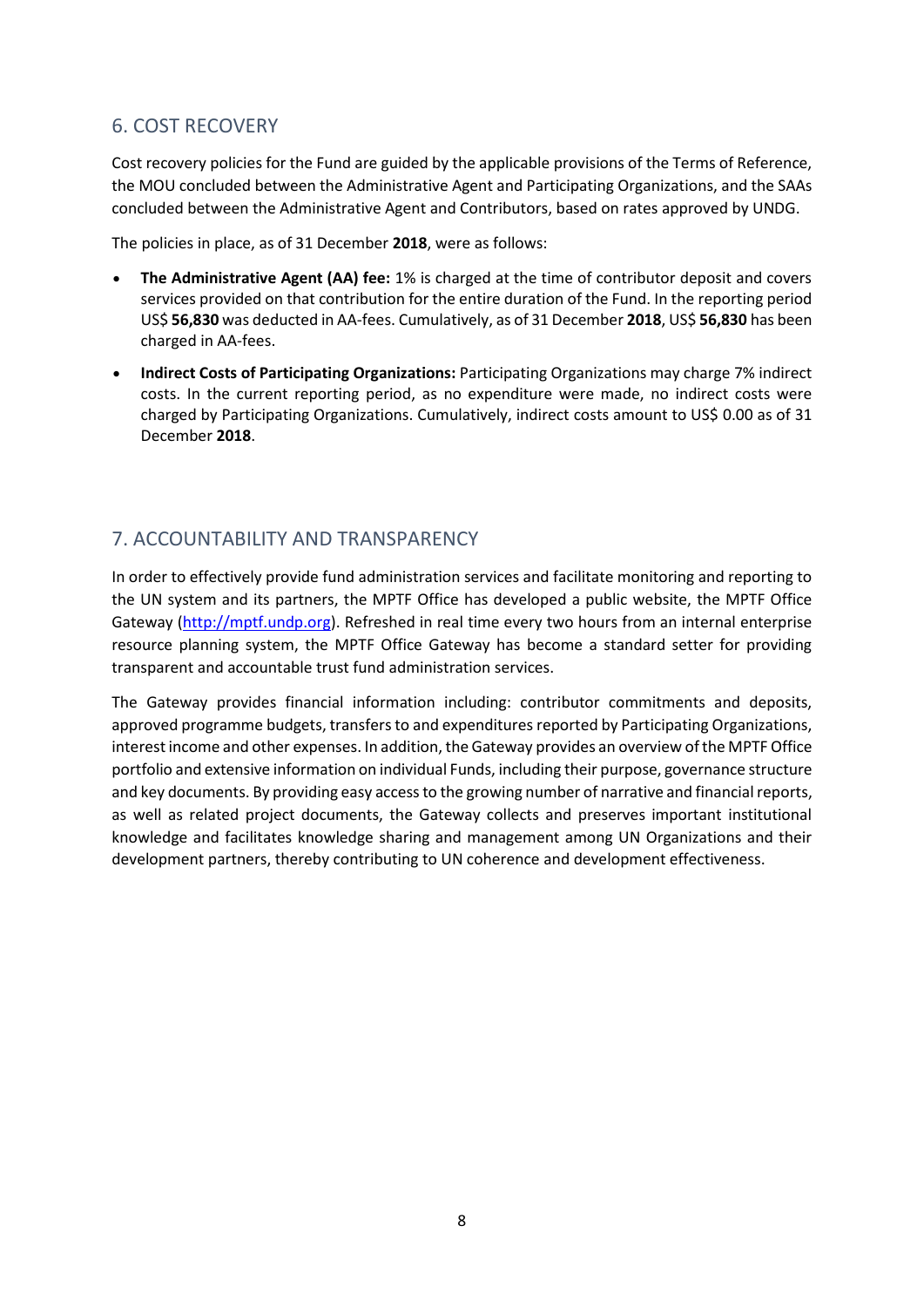## 6. COST RECOVERY

Cost recovery policies for the Fund are guided by the applicable provisions of the Terms of Reference, the MOU concluded between the Administrative Agent and Participating Organizations, and the SAAs concluded between the Administrative Agent and Contributors, based on rates approved by UNDG.

The policies in place, as of 31 December **2018**, were as follows:

- **The Administrative Agent (AA) fee:** 1% is charged at the time of contributor deposit and covers services provided on that contribution for the entire duration of the Fund. In the reporting period US$ **56,830** was deducted in AA-fees. Cumulatively, as of 31 December **2018**, US$ **56,830** has been charged in AA-fees.
- **Indirect Costs of Participating Organizations:** Participating Organizations may charge 7% indirect costs. In the current reporting period, as no expenditure were made, no indirect costs were charged by Participating Organizations. Cumulatively, indirect costs amount to US$ 0.00 as of 31 December **2018**.

## 7. ACCOUNTABILITY AND TRANSPARENCY

In order to effectively provide fund administration services and facilitate monitoring and reporting to the UN system and its partners, the MPTF Office has developed a public website, the MPTF Office Gateway (http://mptf.undp.org). Refreshed in real time every two hours from an internal enterprise resource planning system, the MPTF Office Gateway has become a standard setter for providing transparent and accountable trust fund administration services.

The Gateway provides financial information including: contributor commitments and deposits, approved programme budgets, transfers to and expenditures reported by Participating Organizations, interest income and other expenses. In addition, the Gateway provides an overview of the MPTF Office portfolio and extensive information on individual Funds, including their purpose, governance structure and key documents. By providing easy access to the growing number of narrative and financial reports, as well as related project documents, the Gateway collects and preserves important institutional knowledge and facilitates knowledge sharing and management among UN Organizations and their development partners, thereby contributing to UN coherence and development effectiveness.